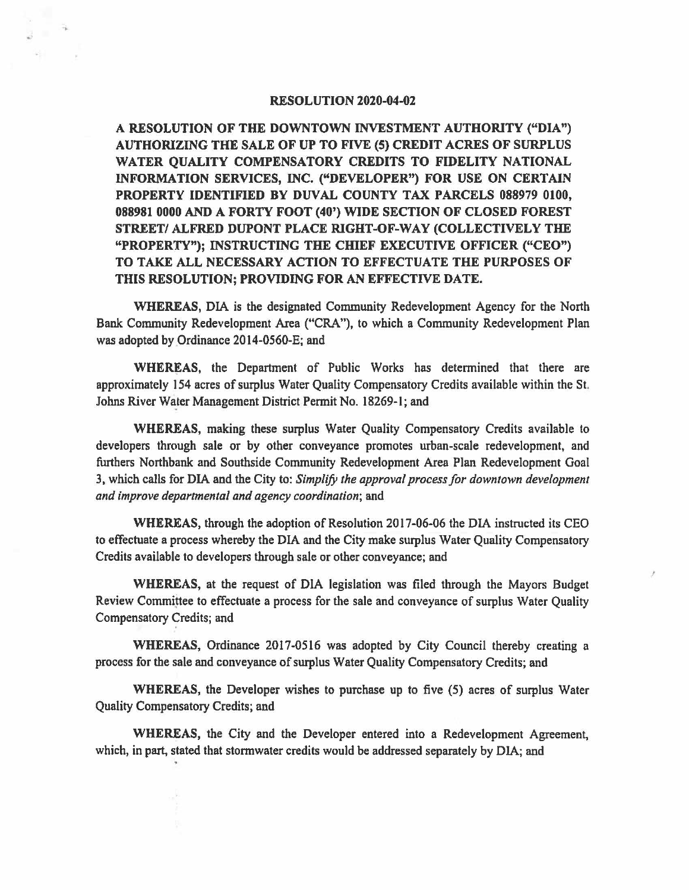# RESOLUTION 2020-04-02

**A RESOLUTION OF THE DOWNTOWN INVESTMENT AUTHORITY ("DIA") AUTHORIZING THE SALE OF UP TO FIVE (5) CREDIT ACRES OF SURPLUS WATER QUALITY COMPENSATORY CREDITS TO FIDELITY NATIONAL INFORMATION SERVICES, INC. ("DEVELOPER") FOR USE ON CERTAIN PROPERTY IDENTIFIED BY DUVAL COUNTY TAX PARCELS 088979 0100, 088981 0000 AND A FORTY FOOT (40') WIDE SECTION OF CLOSED FOREST STREET/ ALFRED DUPONT PLACE RIGHT-OF-WAY (COLLECTIVELY THE "PROPERTY"); INSTRUCTING THE CHIEF EXECUTIVE OFFICER ("CEO") TO TAKE ALL NECESSARY ACTION TO EFFECTUATE THE PURPOSES OF THIS RESOLUTION; PROVIDING FOR AN EFFECTIVE DATE.**

**WHEREAS**, DIA is the designated Community Redevelopment Agency for the North Bank Community Redevelopment Area ("CRA"), to which a Community Redevelopment Plan was adopted by Ordinance 2014-0560-E; and

**WHEREAS**, the Department of Public Works has determined that there are approximately 154 acres of surplus Water Quality Compensatory Credits available within the St. Johns River Water Management District Permit No. 18269-1; and

**WHEREAS**, making these surplus Water Quality Compensatory Credits available to developers through sale or by other conveyance promotes urban-scale redevelopment, and furthers Northbank and Southside Community Redevelopment Area Plan Redevelopment Goal 3, which calls for DIA and the City to: *Simplify the approval process for downtown development and improve departmental and agency coordination*; and

**WHEREAS**, through the adoption of Resolution 2017-06-06 the DIA instructed its CEO to effectuate a process whereby the DIA and the City make surplus Water Quality Compensatory Credits available to developers through sale or other conveyance; and

**WHEREAS**, at the request of DIA legislation was filed through the Mayors Budget Review Committee to effectuate a process for the sale and conveyance of surplus Water Quality Compensatory Credits; and

**WHEREAS**, Ordinance 2017-0516 was adopted by City Council thereby creating a process for the sale and conveyance of surplus Water Quality Compensatory Credits; and

**WHEREAS**, the Developer wishes to purchase up to five (5) acres of surplus Water Quality Compensatory Credits; and

**WHEREAS**, the City and the Developer entered into a Redevelopment Agreement, which, in part, stated that stormwater credits would be addressed separately by DIA; and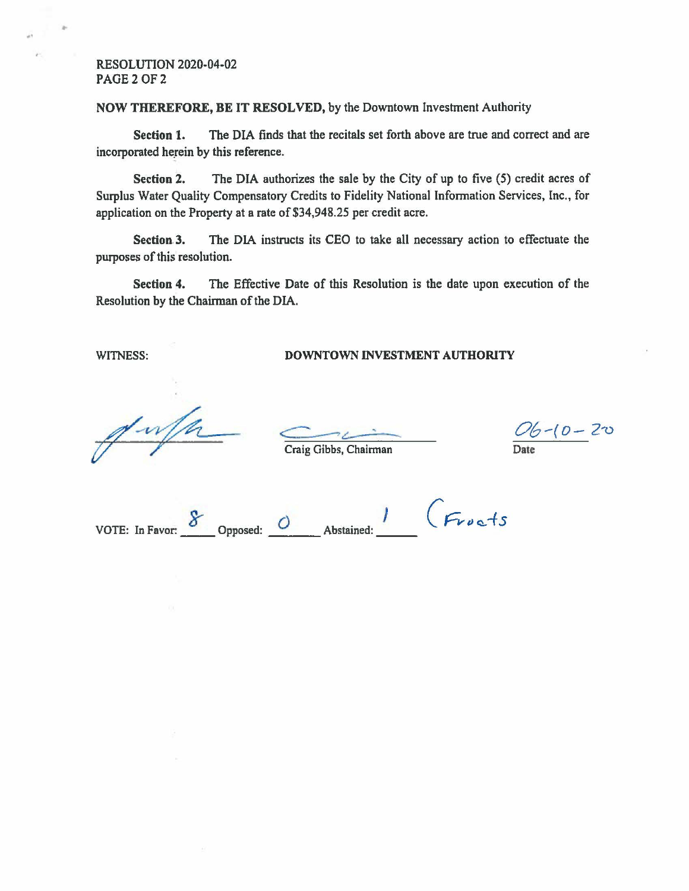RESOLUTION 2020-04-02

**NOW THEREFORE, BE IT RESOLVED,** by the Downtown Investment Authority

**Section 1.** The DIA finds that the recitals set forth above are true and correct and are incorporated herein by this reference.

**Section 2.** The DIA authorizes the sale by the City of up to five (5) credit acres of Surplus Water Quality Compensatory Credits to Fidelity National Information Services, Inc., for application on the Property at a rate of $34,948.25 per credit acre.

**Section 3.** The DIA instructs its CEO to take all necessary action to effectuate the purposes of this resolution.

**Section 4.** The Effective Date of this Resolution is the date upon execution of the Resolution by the Chairman of the DIA.

WITNESS: **DOWNTOWN INVESTMENT AUTHORITY**

Craig Gibbs, Chairman

06-10-20
Date

VOTE: In Favor: 8 Opposed: 0 Abstained: 1 (Froats